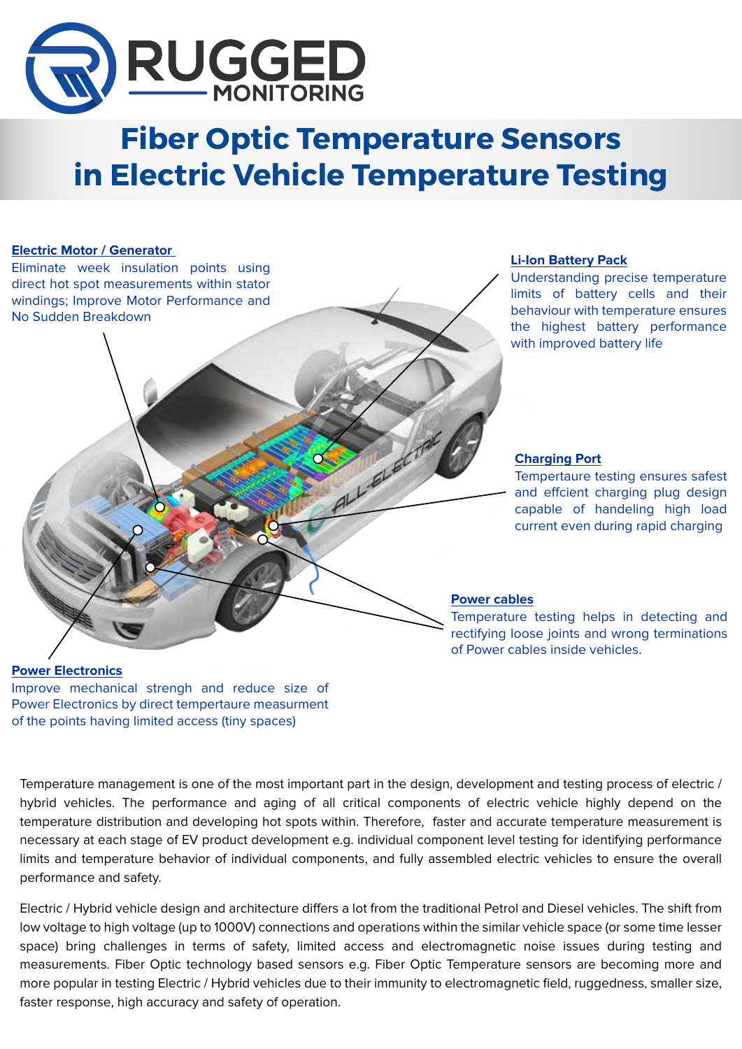RUGGED MONITORING

# Fiber Optic Temperature Sensors in Electric Vehicle Temperature Testing

**Electric Motor / Generator**

Eliminate week insulation points using direct hot spot measurements within stator windings; Improve Motor Performance and No Sudden Breakdown

**Li-Ion Battery Pack**

Understanding precise temperature limits of battery cells and their behaviour with temperature ensures the highest battery performance with improved battery life

**Charging Port**

Tempertaure testing ensures safest and effcient charging plug design capable of handeling high load current even during rapid charging

**Power cables**

Temperature testing helps in detecting and rectifying loose joints and wrong terminations of Power cables inside vehicles.

**Power Electronics**

Improve mechanical strengh and reduce size of Power Electronics by direct tempertaure measurment of the points having limited access (tiny spaces)

Temperature management is one of the most important part in the design, development and testing process of electric / hybrid vehicles. The performance and aging of all critical components of electric vehicle highly depend on the temperature distribution and developing hot spots within. Therefore, faster and accurate temperature measurement is necessary at each stage of EV product development e.g. individual component level testing for identifying performance limits and temperature behavior of individual components, and fully assembled electric vehicles to ensure the overall performance and safety.

Electric / Hybrid vehicle design and architecture differs a lot from the traditional Petrol and Diesel vehicles. The shift from low voltage to high voltage (up to 1000V) connections and operations within the similar vehicle space (or some time lesser space) bring challenges in terms of safety, limited access and electromagnetic noise issues during testing and measurements. Fiber Optic technology based sensors e.g. Fiber Optic Temperature sensors are becoming more and more popular in testing Electric / Hybrid vehicles due to their immunity to electromagnetic field, ruggedness, smaller size, faster response, high accuracy and safety of operation.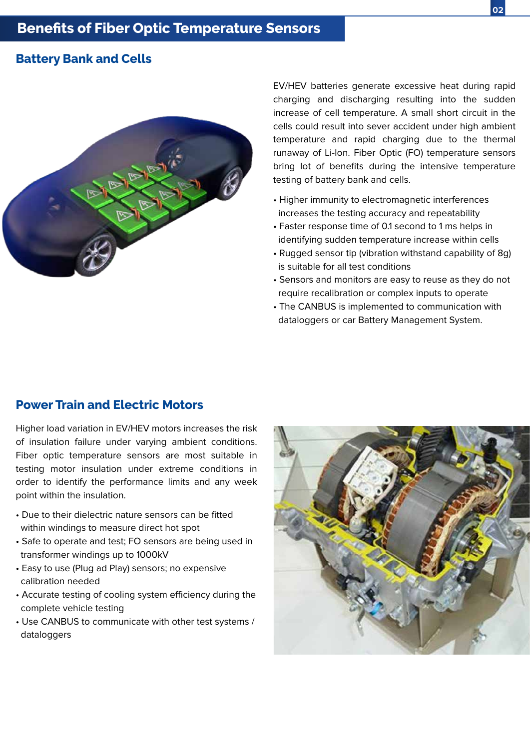# Benefits of Fiber Optic Temperature Sensors

## Battery Bank and Cells

EV/HEV batteries generate excessive heat during rapid charging and discharging resulting into the sudden increase of cell temperature. A small short circuit in the cells could result into sever accident under high ambient temperature and rapid charging due to the thermal runaway of Li-Ion. Fiber Optic (FO) temperature sensors bring lot of benefits during the intensive temperature testing of battery bank and cells.

- Higher immunity to electromagnetic interferences increases the testing accuracy and repeatability
- Faster response time of 0.1 second to 1 ms helps in identifying sudden temperature increase within cells
- Rugged sensor tip (vibration withstand capability of 8g) is suitable for all test conditions
- Sensors and monitors are easy to reuse as they do not require recalibration or complex inputs to operate
- The CANBUS is implemented to communication with dataloggers or car Battery Management System.

## Power Train and Electric Motors

Higher load variation in EV/HEV motors increases the risk of insulation failure under varying ambient conditions. Fiber optic temperature sensors are most suitable in testing motor insulation under extreme conditions in order to identify the performance limits and any week point within the insulation.

- Due to their dielectric nature sensors can be fitted within windings to measure direct hot spot
- Safe to operate and test; FO sensors are being used in transformer windings up to 1000kV
- Easy to use (Plug ad Play) sensors; no expensive calibration needed
- Accurate testing of cooling system efficiency during the complete vehicle testing
- Use CANBUS to communicate with other test systems / dataloggers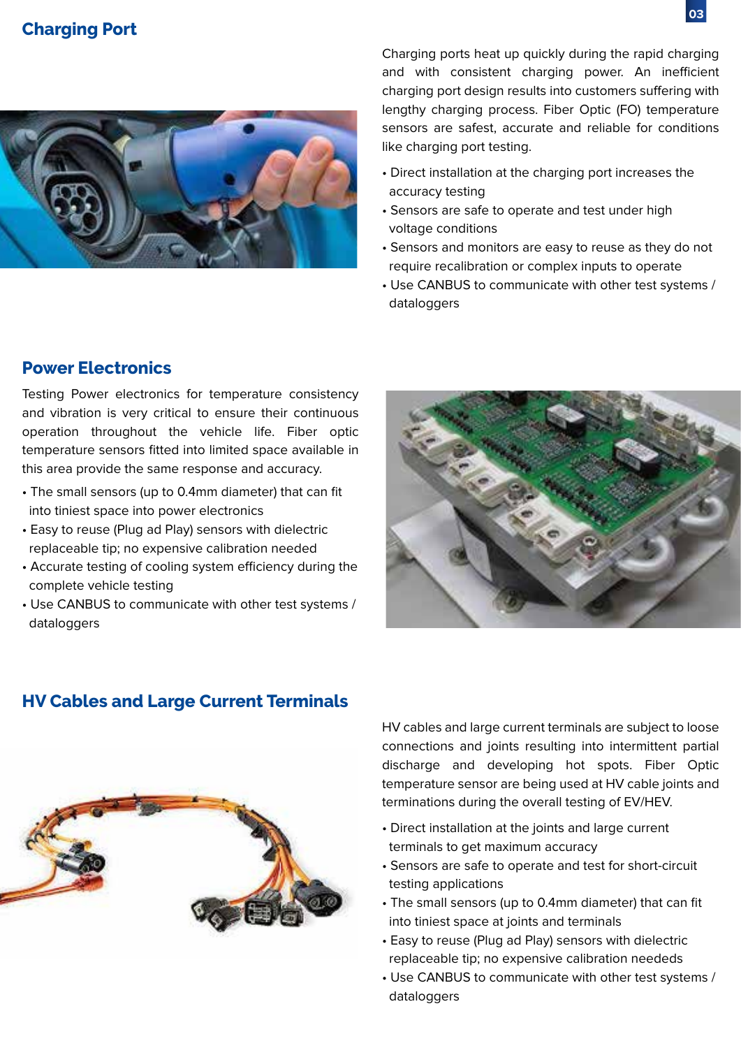## Charging Port

Charging ports heat up quickly during the rapid charging and with consistent charging power. An inefficient charging port design results into customers suffering with lengthy charging process. Fiber Optic (FO) temperature sensors are safest, accurate and reliable for conditions like charging port testing.

- Direct installation at the charging port increases the accuracy testing
- Sensors are safe to operate and test under high voltage conditions
- Sensors and monitors are easy to reuse as they do not require recalibration or complex inputs to operate
- Use CANBUS to communicate with other test systems / dataloggers

## Power Electronics

Testing Power electronics for temperature consistency and vibration is very critical to ensure their continuous operation throughout the vehicle life. Fiber optic temperature sensors fitted into limited space available in this area provide the same response and accuracy.

- The small sensors (up to 0.4mm diameter) that can fit into tiniest space into power electronics
- Easy to reuse (Plug ad Play) sensors with dielectric replaceable tip; no expensive calibration needed
- Accurate testing of cooling system efficiency during the complete vehicle testing
- Use CANBUS to communicate with other test systems / dataloggers

## HV Cables and Large Current Terminals

HV cables and large current terminals are subject to loose connections and joints resulting into intermittent partial discharge and developing hot spots. Fiber Optic temperature sensor are being used at HV cable joints and terminations during the overall testing of EV/HEV.

- Direct installation at the joints and large current terminals to get maximum accuracy
- Sensors are safe to operate and test for short-circuit testing applications
- The small sensors (up to 0.4mm diameter) that can fit into tiniest space at joints and terminals
- Easy to reuse (Plug ad Play) sensors with dielectric replaceable tip; no expensive calibration neededs
- Use CANBUS to communicate with other test systems / dataloggers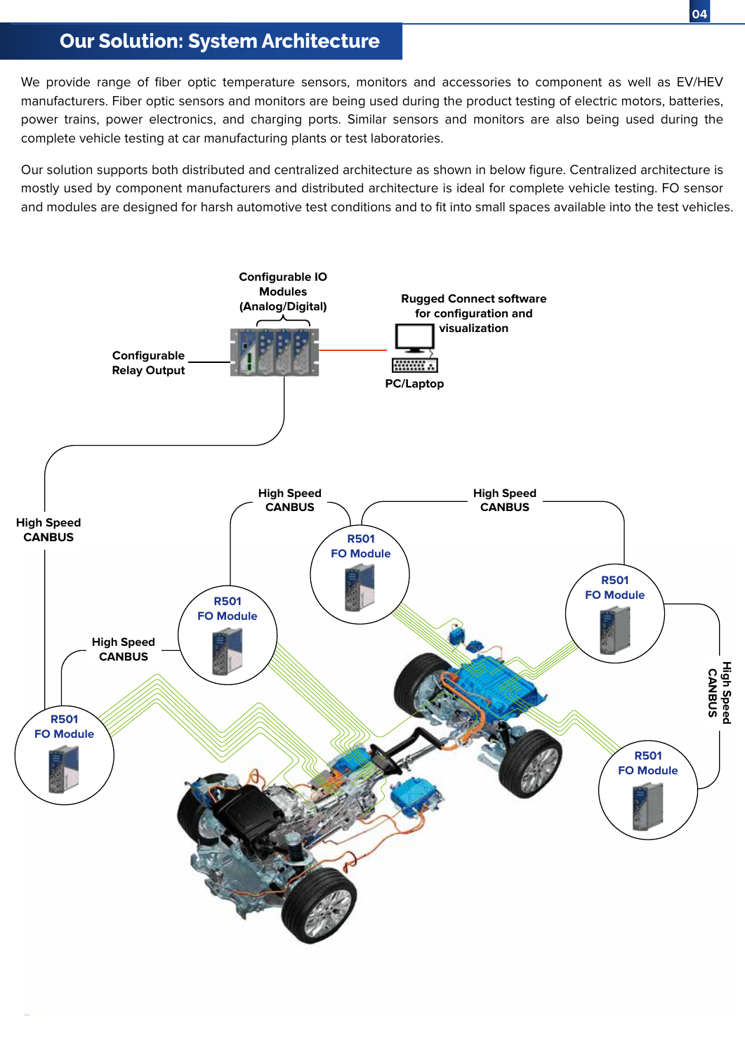# Our Solution: System Architecture

We provide range of fiber optic temperature sensors, monitors and accessories to component as well as EV/HEV manufacturers. Fiber optic sensors and monitors are being used during the product testing of electric motors, batteries, power trains, power electronics, and charging ports. Similar sensors and monitors are also being used during the complete vehicle testing at car manufacturing plants or test laboratories.

Our solution supports both distributed and centralized architecture as shown in below figure. Centralized architecture is mostly used by component manufacturers and distributed architecture is ideal for complete vehicle testing. FO sensor and modules are designed for harsh automotive test conditions and to fit into small spaces available into the test vehicles.

Configurable IO Modules (Analog/Digital)

Rugged Connect software for configuration and visualization

Configurable Relay Output

PC/Laptop

High Speed CANBUS

High Speed CANBUS

High Speed CANBUS

R501 FO Module

R501 FO Module

R501 FO Module

High Speed CANBUS

High Speed CANBUS

R501 FO Module

R501 FO Module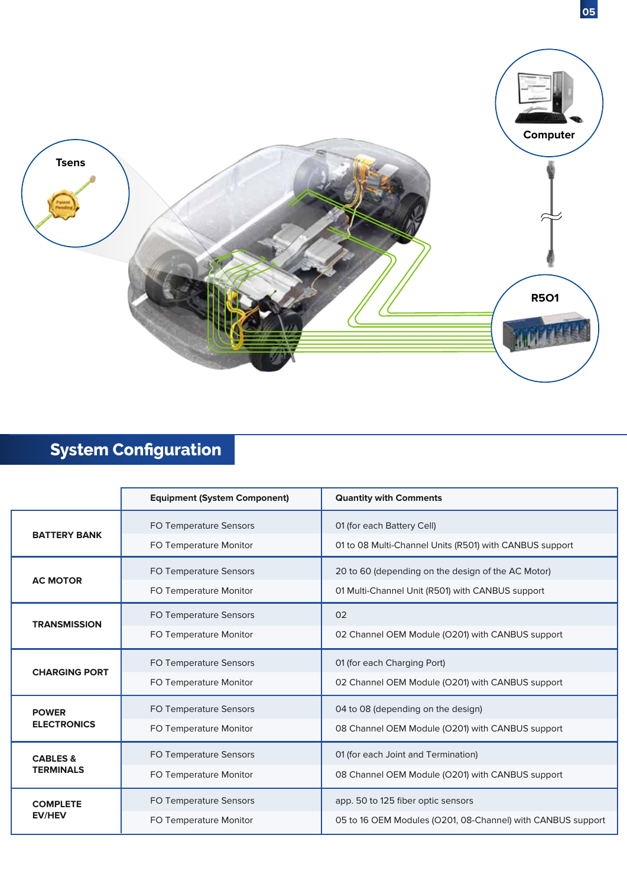## System Configuration

| | Equipment (System Component) | Quantity with Comments |
|---|---|---|
| **BATTERY BANK** | FO Temperature Sensors | 01 (for each Battery Cell) |
| | FO Temperature Monitor | 01 to 08 Multi-Channel Units (R501) with CANBUS support |
| **AC MOTOR** | FO Temperature Sensors | 20 to 60 (depending on the design of the AC Motor) |
| | FO Temperature Monitor | 01 Multi-Channel Unit (R501) with CANBUS support |
| **TRANSMISSION** | FO Temperature Sensors | 02 |
| | FO Temperature Monitor | 02 Channel OEM Module (O201) with CANBUS support |
| **CHARGING PORT** | FO Temperature Sensors | 01 (for each Charging Port) |
| | FO Temperature Monitor | 02 Channel OEM Module (O201) with CANBUS support |
| **POWER ELECTRONICS** | FO Temperature Sensors | 04 to 08 (depending on the design) |
| | FO Temperature Monitor | 08 Channel OEM Module (O201) with CANBUS support |
| **CABLES & TERMINALS** | FO Temperature Sensors | 01 (for each Joint and Termination) |
| | FO Temperature Monitor | 08 Channel OEM Module (O201) with CANBUS support |
| **COMPLETE EV/HEV** | FO Temperature Sensors | app. 50 to 125 fiber optic sensors |
| | FO Temperature Monitor | 05 to 16 OEM Modules (O201, 08-Channel) with CANBUS support |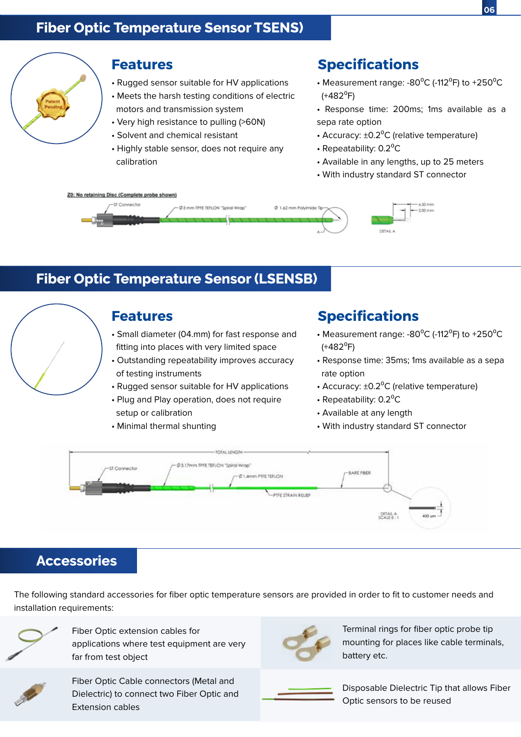# Fiber Optic Temperature Sensor TSENS)

## Features

- Rugged sensor suitable for HV applications
- Meets the harsh testing conditions of electric motors and transmission system
- Very high resistance to pulling (>60N)
- Solvent and chemical resistant
- Highly stable sensor, does not require any calibration

## Specifications

- Measurement range: -80°C (-112°F) to +250°C (+482°F)
- Response time: 200ms; 1ms available as a sepa rate option
- Accuracy: ±0.2°C (relative temperature)
- Repeatability: 0.2°C
- Available in any lengths, up to 25 meters
- With industry standard ST connector

# Fiber Optic Temperature Sensor (LSENSB)

## Features

- Small diameter (04.mm) for fast response and fitting into places with very limited space
- Outstanding repeatability improves accuracy of testing instruments
- Rugged sensor suitable for HV applications
- Plug and Play operation, does not require setup or calibration
- Minimal thermal shunting

## Specifications

- Measurement range: -80°C (-112°F) to +250°C (+482°F)
- Response time: 35ms; 1ms available as a sepa rate option
- Accuracy: ±0.2°C (relative temperature)
- Repeatability: 0.2°C
- Available at any length
- With industry standard ST connector

# Accessories

The following standard accessories for fiber optic temperature sensors are provided in order to fit to customer needs and installation requirements:

- Fiber Optic extension cables for applications where test equipment are very far from test object
- Terminal rings for fiber optic probe tip mounting for places like cable terminals, battery etc.
- Fiber Optic Cable connectors (Metal and Dielectric) to connect two Fiber Optic and Extension cables
- Disposable Dielectric Tip that allows Fiber Optic sensors to be reused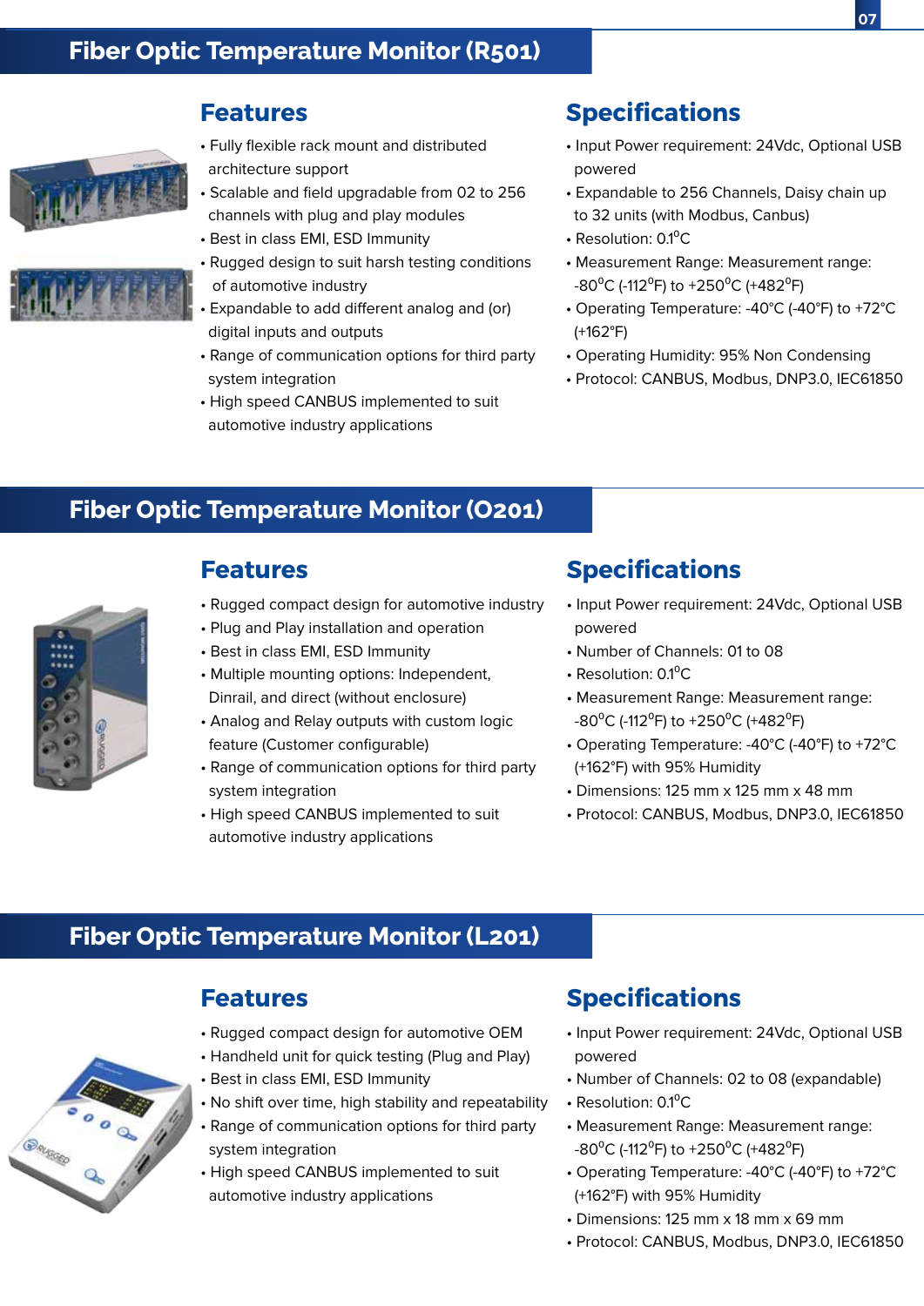## Fiber Optic Temperature Monitor (R501)

### Features

- Fully flexible rack mount and distributed architecture support
- Scalable and field upgradable from 02 to 256 channels with plug and play modules
- Best in class EMI, ESD Immunity
- Rugged design to suit harsh testing conditions of automotive industry
- Expandable to add different analog and (or) digital inputs and outputs
- Range of communication options for third party system integration
- High speed CANBUS implemented to suit automotive industry applications

### Specifications

- Input Power requirement: 24Vdc, Optional USB powered
- Expandable to 256 Channels, Daisy chain up to 32 units (with Modbus, Canbus)
- Resolution: 0.1°C
- Measurement Range: Measurement range: -80°C (-112°F) to +250°C (+482°F)
- Operating Temperature: -40°C (-40°F) to +72°C (+162°F)
- Operating Humidity: 95% Non Condensing
- Protocol: CANBUS, Modbus, DNP3.0, IEC61850

## Fiber Optic Temperature Monitor (O201)

### Features

- Rugged compact design for automotive industry
- Plug and Play installation and operation
- Best in class EMI, ESD Immunity
- Multiple mounting options: Independent, Dinrail, and direct (without enclosure)
- Analog and Relay outputs with custom logic feature (Customer configurable)
- Range of communication options for third party system integration
- High speed CANBUS implemented to suit automotive industry applications

### Specifications

- Input Power requirement: 24Vdc, Optional USB powered
- Number of Channels: 01 to 08
- Resolution: 0.1°C
- Measurement Range: Measurement range: -80°C (-112°F) to +250°C (+482°F)
- Operating Temperature: -40°C (-40°F) to +72°C (+162°F) with 95% Humidity
- Dimensions: 125 mm x 125 mm x 48 mm
- Protocol: CANBUS, Modbus, DNP3.0, IEC61850

## Fiber Optic Temperature Monitor (L201)

### Features

- Rugged compact design for automotive OEM
- Handheld unit for quick testing (Plug and Play)
- Best in class EMI, ESD Immunity
- No shift over time, high stability and repeatability
- Range of communication options for third party system integration
- High speed CANBUS implemented to suit automotive industry applications

### Specifications

- Input Power requirement: 24Vdc, Optional USB powered
- Number of Channels: 02 to 08 (expandable)
- Resolution: 0.1°C
- Measurement Range: Measurement range: -80°C (-112°F) to +250°C (+482°F)
- Operating Temperature: -40°C (-40°F) to +72°C (+162°F) with 95% Humidity
- Dimensions: 125 mm x 18 mm x 69 mm
- Protocol: CANBUS, Modbus, DNP3.0, IEC61850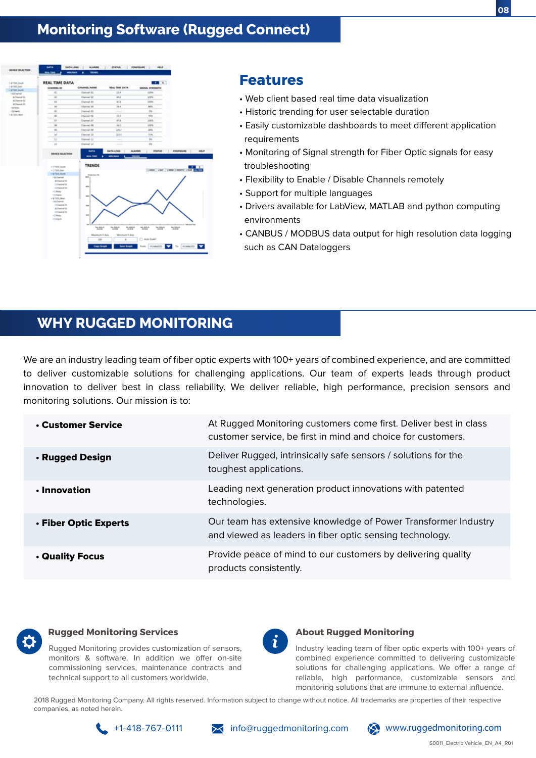# Monitoring Software (Rugged Connect)

## Features

- Web client based real time data visualization
- Historic trending for user selectable duration
- Easily customizable dashboards to meet different application requirements
- Monitoring of Signal strength for Fiber Optic signals for easy troubleshooting
- Flexibility to Enable / Disable Channels remotely
- Support for multiple languages
- Drivers available for LabView, MATLAB and python computing environments
- CANBUS / MODBUS data output for high resolution data logging such as CAN Dataloggers

# WHY RUGGED MONITORING

We are an industry leading team of fiber optic experts with 100+ years of combined experience, and are committed to deliver customizable solutions for challenging applications. Our team of experts leads through product innovation to deliver best in class reliability. We deliver reliable, high performance, precision sensors and monitoring solutions. Our mission is to:

| | |
|---|---|
| • **Customer Service** | At Rugged Monitoring customers come first. Deliver best in class customer service, be first in mind and choice for customers. |
| • **Rugged Design** | Deliver Rugged, intrinsically safe sensors / solutions for the toughest applications. |
| • **Innovation** | Leading next generation product innovations with patented technologies. |
| • **Fiber Optic Experts** | Our team has extensive knowledge of Power Transformer Industry and viewed as leaders in fiber optic sensing technology. |
| • **Quality Focus** | Provide peace of mind to our customers by delivering quality products consistently. |

### Rugged Monitoring Services

Rugged Monitoring provides customization of sensors, monitors & software. In addition we offer on-site commissioning services, maintenance contracts and technical support to all customers worldwide.

### About Rugged Monitoring

Industry leading team of fiber optic experts with 100+ years of combined experience committed to delivering customizable solutions for challenging applications. We offer a range of reliable, high performance, customizable sensors and monitoring solutions that are immune to external influence.

2018 Rugged Monitoring Company. All rights reserved. Information subject to change without notice. All trademarks are properties of their respective companies, as noted herein.

+1-418-767-0111 | info@ruggedmonitoring.com | www.ruggedmonitoring.com

S0011_Electric Vehicle_EN_A4_R01